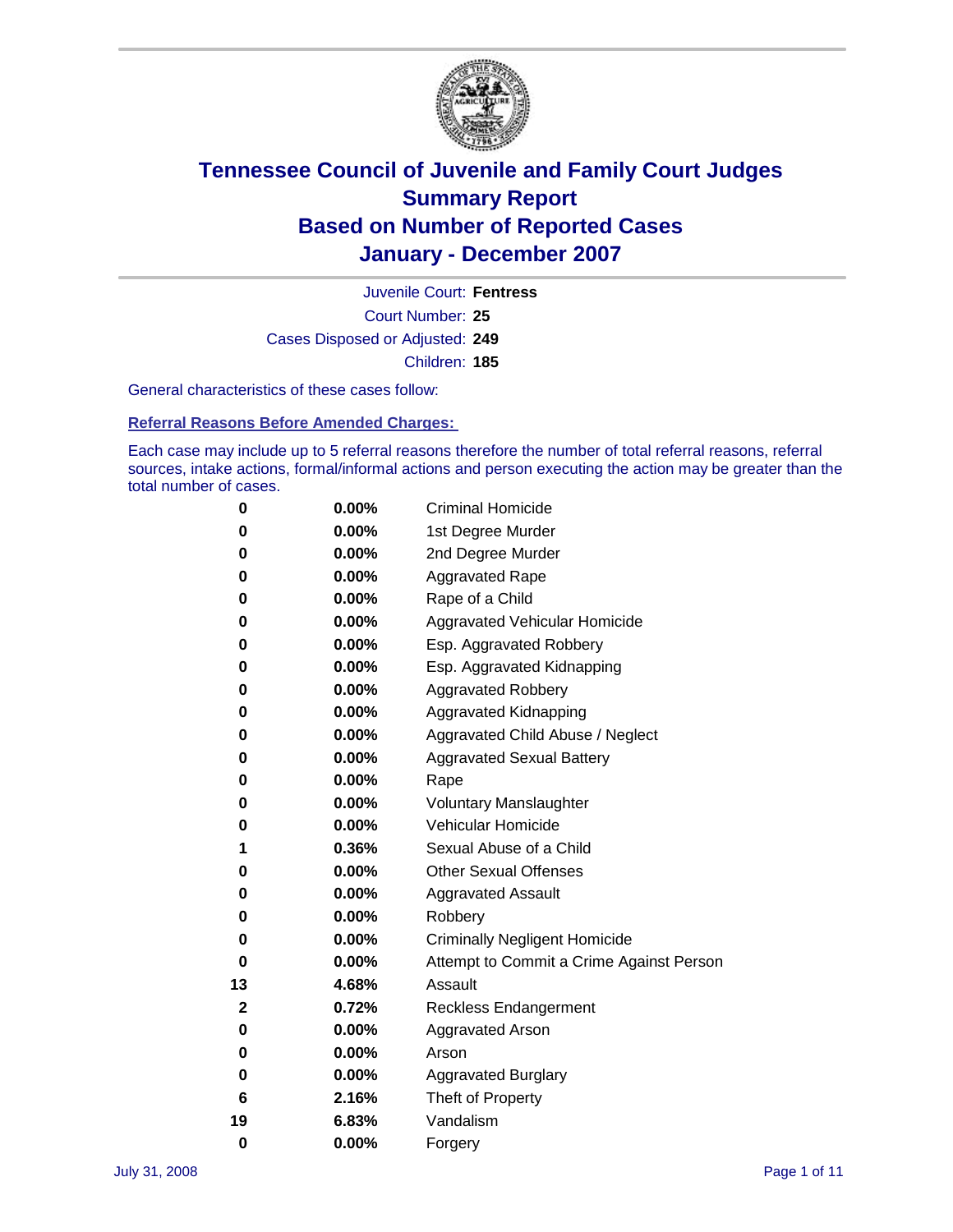# Tennessee Council of Juvenile and Family Court Judges
# Summary Report
# Based on Number of Reported Cases
# January - December 2007

Juvenile Court: **Fentress**

Court Number: **25**

Cases Disposed or Adjusted: **249**

Children: **185**

General characteristics of these cases follow:

## Referral Reasons Before Amended Charges:

Each case may include up to 5 referral reasons therefore the number of total referral reasons, referral sources, intake actions, formal/informal actions and person executing the action may be greater than the total number of cases.

| Count | Percent | Referral Reason |
|---|---|---|
| 0 | 0.00% | Criminal Homicide |
| 0 | 0.00% | 1st Degree Murder |
| 0 | 0.00% | 2nd Degree Murder |
| 0 | 0.00% | Aggravated Rape |
| 0 | 0.00% | Rape of a Child |
| 0 | 0.00% | Aggravated Vehicular Homicide |
| 0 | 0.00% | Esp. Aggravated Robbery |
| 0 | 0.00% | Esp. Aggravated Kidnapping |
| 0 | 0.00% | Aggravated Robbery |
| 0 | 0.00% | Aggravated Kidnapping |
| 0 | 0.00% | Aggravated Child Abuse / Neglect |
| 0 | 0.00% | Aggravated Sexual Battery |
| 0 | 0.00% | Rape |
| 0 | 0.00% | Voluntary Manslaughter |
| 0 | 0.00% | Vehicular Homicide |
| 1 | 0.36% | Sexual Abuse of a Child |
| 0 | 0.00% | Other Sexual Offenses |
| 0 | 0.00% | Aggravated Assault |
| 0 | 0.00% | Robbery |
| 0 | 0.00% | Criminally Negligent Homicide |
| 0 | 0.00% | Attempt to Commit a Crime Against Person |
| 13 | 4.68% | Assault |
| 2 | 0.72% | Reckless Endangerment |
| 0 | 0.00% | Aggravated Arson |
| 0 | 0.00% | Arson |
| 0 | 0.00% | Aggravated Burglary |
| 6 | 2.16% | Theft of Property |
| 19 | 6.83% | Vandalism |
| 0 | 0.00% | Forgery |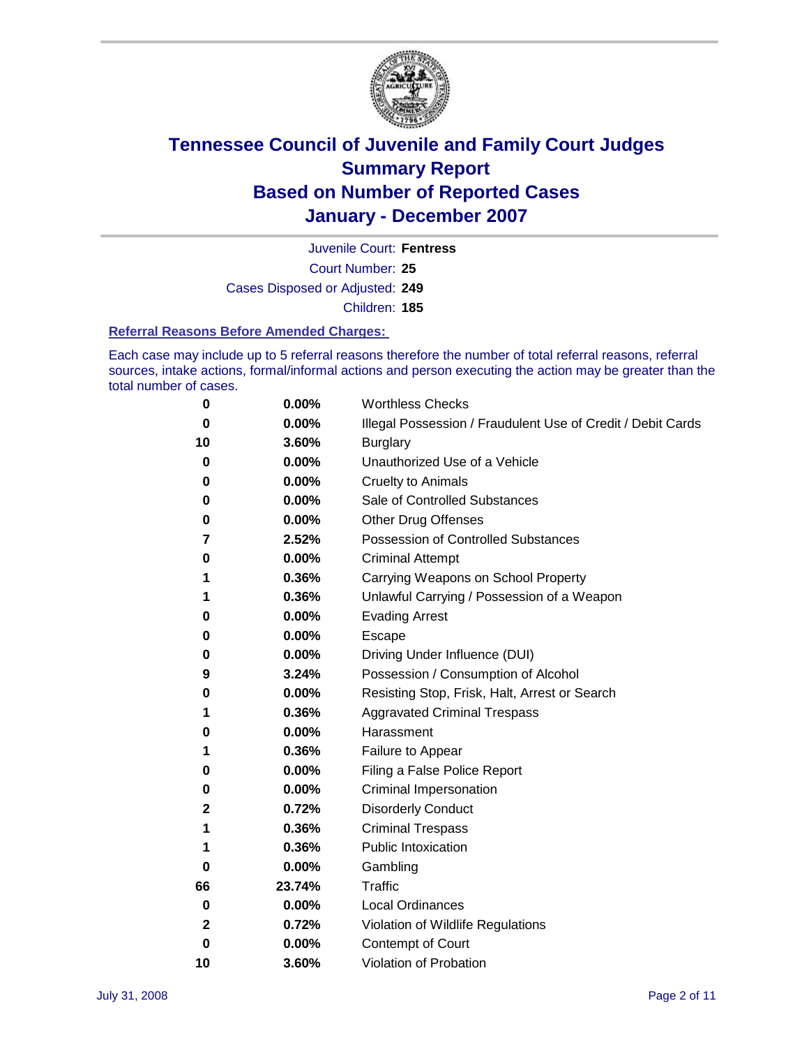# Tennessee Council of Juvenile and Family Court Judges
## Summary Report
## Based on Number of Reported Cases
## January - December 2007

Juvenile Court: **Fentress**

Court Number: **25**

Cases Disposed or Adjusted: **249**

Children: **185**

### Referral Reasons Before Amended Charges:

Each case may include up to 5 referral reasons therefore the number of total referral reasons, referral sources, intake actions, formal/informal actions and person executing the action may be greater than the total number of cases.

| Count | Percent | Referral Reason |
|---|---|---|
| 0 | 0.00% | Worthless Checks |
| 0 | 0.00% | Illegal Possession / Fraudulent Use of Credit / Debit Cards |
| 10 | 3.60% | Burglary |
| 0 | 0.00% | Unauthorized Use of a Vehicle |
| 0 | 0.00% | Cruelty to Animals |
| 0 | 0.00% | Sale of Controlled Substances |
| 0 | 0.00% | Other Drug Offenses |
| 7 | 2.52% | Possession of Controlled Substances |
| 0 | 0.00% | Criminal Attempt |
| 1 | 0.36% | Carrying Weapons on School Property |
| 1 | 0.36% | Unlawful Carrying / Possession of a Weapon |
| 0 | 0.00% | Evading Arrest |
| 0 | 0.00% | Escape |
| 0 | 0.00% | Driving Under Influence (DUI) |
| 9 | 3.24% | Possession / Consumption of Alcohol |
| 0 | 0.00% | Resisting Stop, Frisk, Halt, Arrest or Search |
| 1 | 0.36% | Aggravated Criminal Trespass |
| 0 | 0.00% | Harassment |
| 1 | 0.36% | Failure to Appear |
| 0 | 0.00% | Filing a False Police Report |
| 0 | 0.00% | Criminal Impersonation |
| 2 | 0.72% | Disorderly Conduct |
| 1 | 0.36% | Criminal Trespass |
| 1 | 0.36% | Public Intoxication |
| 0 | 0.00% | Gambling |
| 66 | 23.74% | Traffic |
| 0 | 0.00% | Local Ordinances |
| 2 | 0.72% | Violation of Wildlife Regulations |
| 0 | 0.00% | Contempt of Court |
| 10 | 3.60% | Violation of Probation |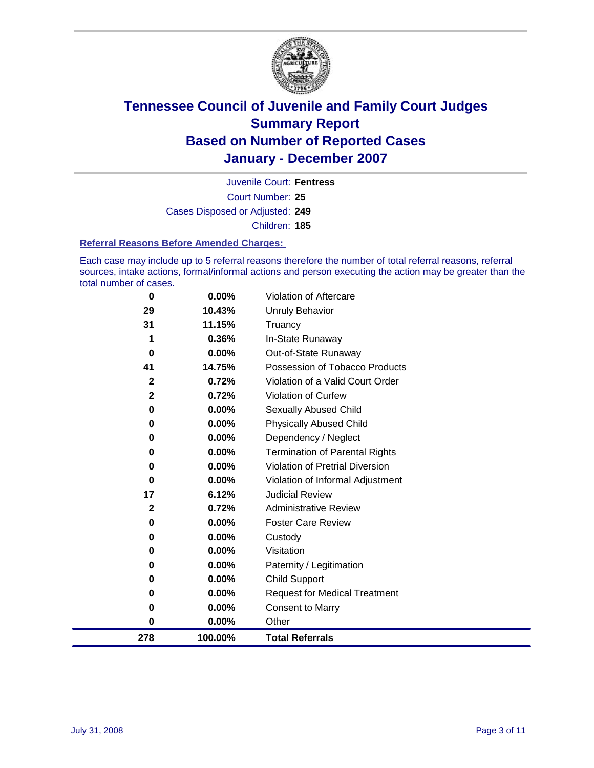# Tennessee Council of Juvenile and Family Court Judges
## Summary Report
## Based on Number of Reported Cases
## January - December 2007

Juvenile Court: **Fentress**

Court Number: **25**

Cases Disposed or Adjusted: **249**

Children: **185**

### Referral Reasons Before Amended Charges:

Each case may include up to 5 referral reasons therefore the number of total referral reasons, referral sources, intake actions, formal/informal actions and person executing the action may be greater than the total number of cases.

| Count | Percent | Referral Reason |
|---|---|---|
| 0 | 0.00% | Violation of Aftercare |
| 29 | 10.43% | Unruly Behavior |
| 31 | 11.15% | Truancy |
| 1 | 0.36% | In-State Runaway |
| 0 | 0.00% | Out-of-State Runaway |
| 41 | 14.75% | Possession of Tobacco Products |
| 2 | 0.72% | Violation of a Valid Court Order |
| 2 | 0.72% | Violation of Curfew |
| 0 | 0.00% | Sexually Abused Child |
| 0 | 0.00% | Physically Abused Child |
| 0 | 0.00% | Dependency / Neglect |
| 0 | 0.00% | Termination of Parental Rights |
| 0 | 0.00% | Violation of Pretrial Diversion |
| 0 | 0.00% | Violation of Informal Adjustment |
| 17 | 6.12% | Judicial Review |
| 2 | 0.72% | Administrative Review |
| 0 | 0.00% | Foster Care Review |
| 0 | 0.00% | Custody |
| 0 | 0.00% | Visitation |
| 0 | 0.00% | Paternity / Legitimation |
| 0 | 0.00% | Child Support |
| 0 | 0.00% | Request for Medical Treatment |
| 0 | 0.00% | Consent to Marry |
| 0 | 0.00% | Other |
| **278** | **100.00%** | **Total Referrals** |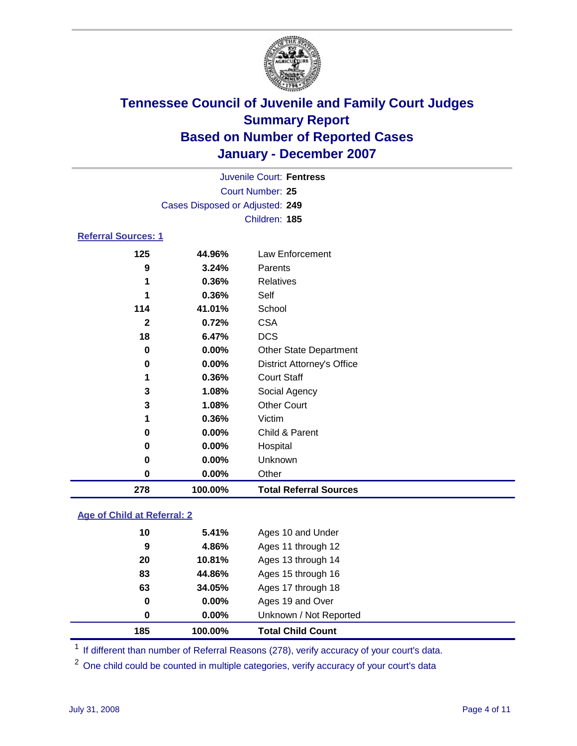# Tennessee Council of Juvenile and Family Court Judges
## Summary Report
## Based on Number of Reported Cases
## January - December 2007

Juvenile Court: **Fentress**
Court Number: **25**
Cases Disposed or Adjusted: **249**
Children: **185**

### Referral Sources: 1

| Count | Percent | Source |
|---|---|---|
| 125 | 44.96% | Law Enforcement |
| 9 | 3.24% | Parents |
| 1 | 0.36% | Relatives |
| 1 | 0.36% | Self |
| 114 | 41.01% | School |
| 2 | 0.72% | CSA |
| 18 | 6.47% | DCS |
| 0 | 0.00% | Other State Department |
| 0 | 0.00% | District Attorney's Office |
| 1 | 0.36% | Court Staff |
| 3 | 1.08% | Social Agency |
| 3 | 1.08% | Other Court |
| 1 | 0.36% | Victim |
| 0 | 0.00% | Child & Parent |
| 0 | 0.00% | Hospital |
| 0 | 0.00% | Unknown |
| 0 | 0.00% | Other |
| **278** | **100.00%** | **Total Referral Sources** |

### Age of Child at Referral: 2

| Count | Percent | Age |
|---|---|---|
| 10 | 5.41% | Ages 10 and Under |
| 9 | 4.86% | Ages 11 through 12 |
| 20 | 10.81% | Ages 13 through 14 |
| 83 | 44.86% | Ages 15 through 16 |
| 63 | 34.05% | Ages 17 through 18 |
| 0 | 0.00% | Ages 19 and Over |
| 0 | 0.00% | Unknown / Not Reported |
| **185** | **100.00%** | **Total Child Count** |

[1] If different than number of Referral Reasons (278), verify accuracy of your court's data.

[2] One child could be counted in multiple categories, verify accuracy of your court's data

July 31, 2008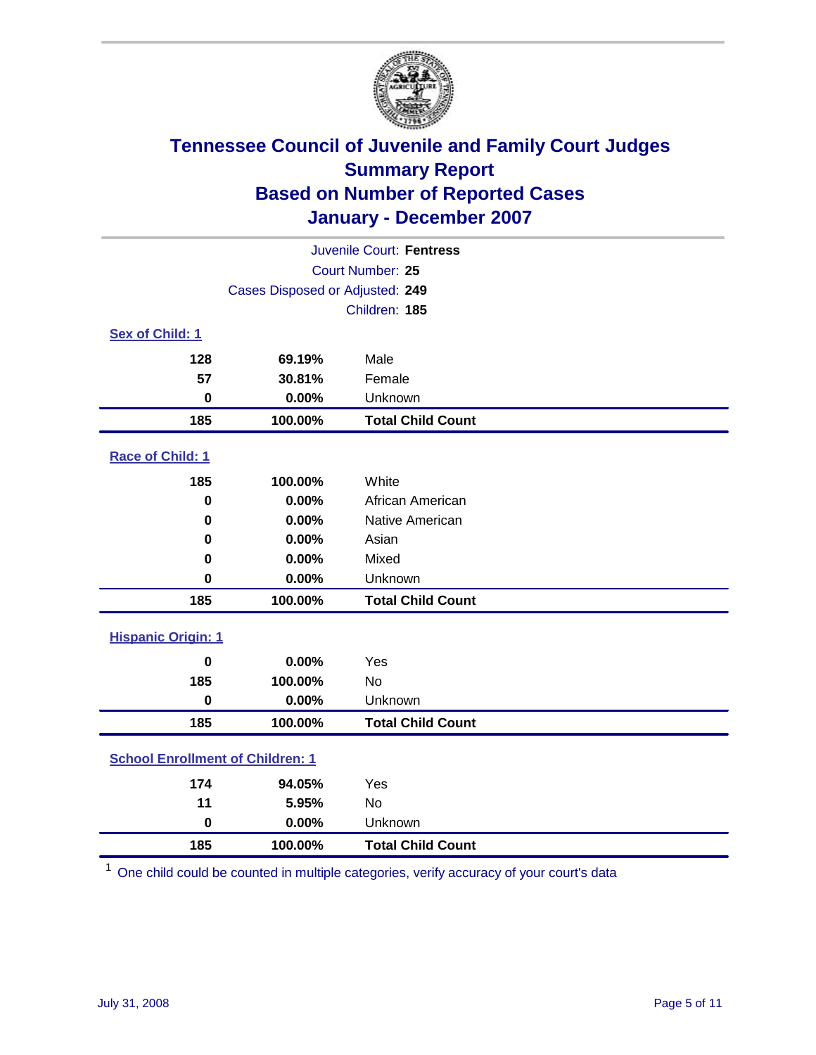# Tennessee Council of Juvenile and Family Court Judges
## Summary Report
## Based on Number of Reported Cases
## January - December 2007

Juvenile Court: **Fentress**
Court Number: **25**
Cases Disposed or Adjusted: **249**
Children: **185**

### Sex of Child: 1

| | | |
|---|---|---|
| **128** | **69.19%** | Male |
| **57** | **30.81%** | Female |
| **0** | **0.00%** | Unknown |
| **185** | **100.00%** | **Total Child Count** |

### Race of Child: 1

| | | |
|---|---|---|
| **185** | **100.00%** | White |
| **0** | **0.00%** | African American |
| **0** | **0.00%** | Native American |
| **0** | **0.00%** | Asian |
| **0** | **0.00%** | Mixed |
| **0** | **0.00%** | Unknown |
| **185** | **100.00%** | **Total Child Count** |

### Hispanic Origin: 1

| | | |
|---|---|---|
| **0** | **0.00%** | Yes |
| **185** | **100.00%** | No |
| **0** | **0.00%** | Unknown |
| **185** | **100.00%** | **Total Child Count** |

### School Enrollment of Children: 1

| | | |
|---|---|---|
| **174** | **94.05%** | Yes |
| **11** | **5.95%** | No |
| **0** | **0.00%** | Unknown |
| **185** | **100.00%** | **Total Child Count** |

[1] One child could be counted in multiple categories, verify accuracy of your court's data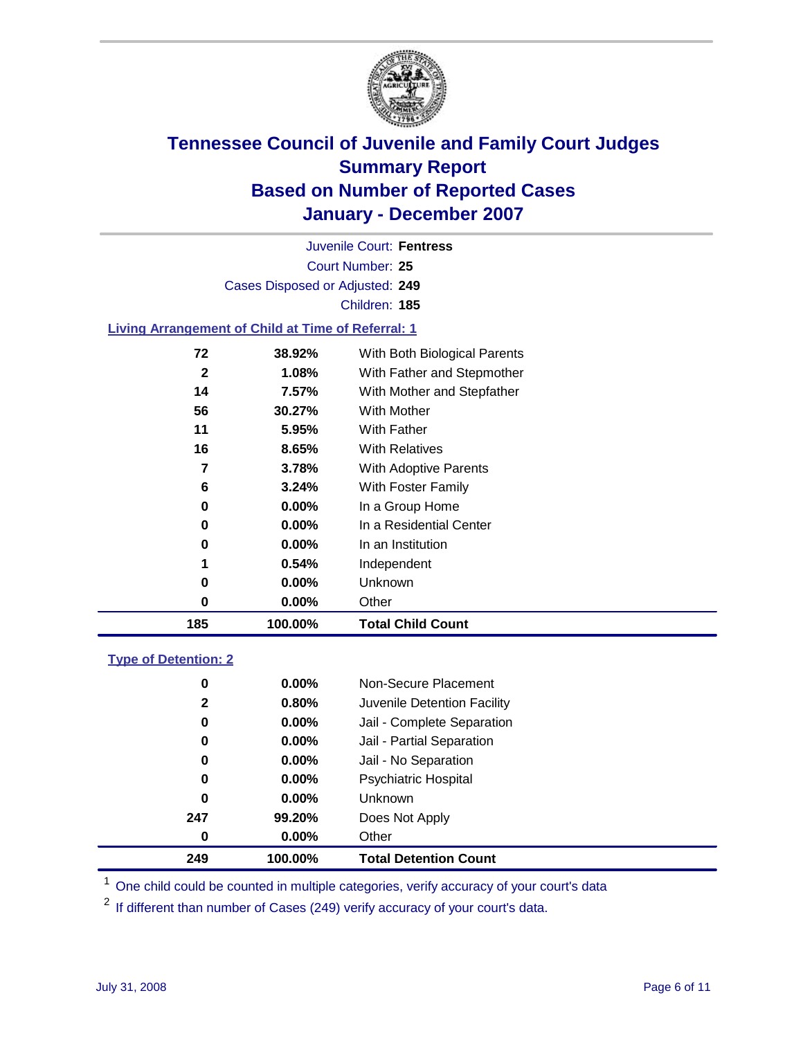# Tennessee Council of Juvenile and Family Court Judges
## Summary Report
## Based on Number of Reported Cases
## January - December 2007

Juvenile Court: **Fentress**
Court Number: **25**
Cases Disposed or Adjusted: **249**
Children: **185**

### Living Arrangement of Child at Time of Referral: 1

| Count | Percent | Category |
|---|---|---|
| 72 | 38.92% | With Both Biological Parents |
| 2 | 1.08% | With Father and Stepmother |
| 14 | 7.57% | With Mother and Stepfather |
| 56 | 30.27% | With Mother |
| 11 | 5.95% | With Father |
| 16 | 8.65% | With Relatives |
| 7 | 3.78% | With Adoptive Parents |
| 6 | 3.24% | With Foster Family |
| 0 | 0.00% | In a Group Home |
| 0 | 0.00% | In a Residential Center |
| 0 | 0.00% | In an Institution |
| 1 | 0.54% | Independent |
| 0 | 0.00% | Unknown |
| 0 | 0.00% | Other |
| **185** | **100.00%** | **Total Child Count** |

### Type of Detention: 2

| Count | Percent | Category |
|---|---|---|
| 0 | 0.00% | Non-Secure Placement |
| 2 | 0.80% | Juvenile Detention Facility |
| 0 | 0.00% | Jail - Complete Separation |
| 0 | 0.00% | Jail - Partial Separation |
| 0 | 0.00% | Jail - No Separation |
| 0 | 0.00% | Psychiatric Hospital |
| 0 | 0.00% | Unknown |
| 247 | 99.20% | Does Not Apply |
| 0 | 0.00% | Other |
| **249** | **100.00%** | **Total Detention Count** |

[1] One child could be counted in multiple categories, verify accuracy of your court's data

[2] If different than number of Cases (249) verify accuracy of your court's data.

July 31, 2008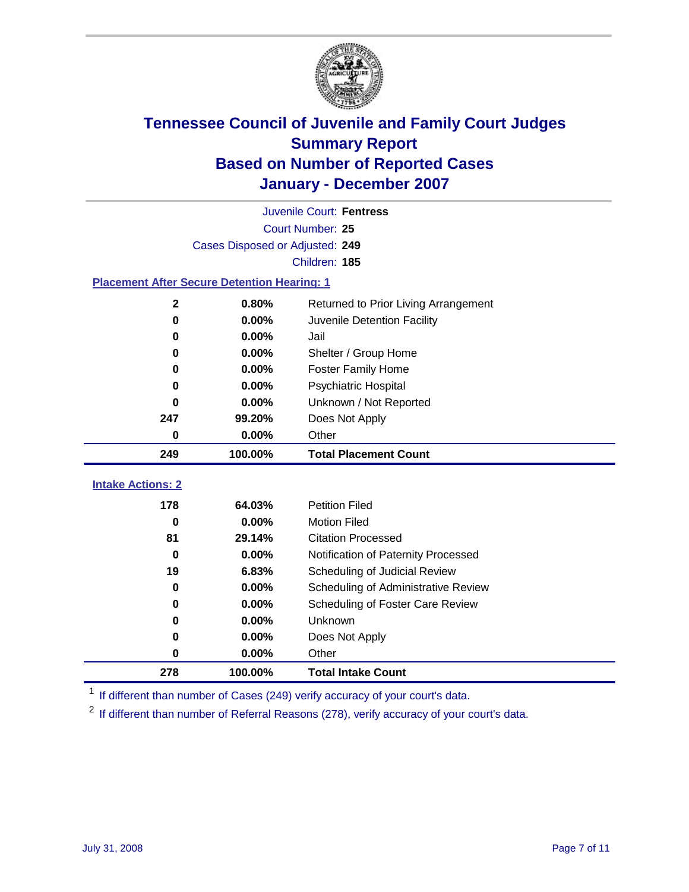# Tennessee Council of Juvenile and Family Court Judges
## Summary Report
## Based on Number of Reported Cases
## January - December 2007

Juvenile Court: **Fentress**

Court Number: **25**

Cases Disposed or Adjusted: **249**

Children: **185**

### Placement After Secure Detention Hearing: 1

| Count | Percent | Placement |
|---|---|---|
| 2 | 0.80% | Returned to Prior Living Arrangement |
| 0 | 0.00% | Juvenile Detention Facility |
| 0 | 0.00% | Jail |
| 0 | 0.00% | Shelter / Group Home |
| 0 | 0.00% | Foster Family Home |
| 0 | 0.00% | Psychiatric Hospital |
| 0 | 0.00% | Unknown / Not Reported |
| 247 | 99.20% | Does Not Apply |
| 0 | 0.00% | Other |
| **249** | **100.00%** | **Total Placement Count** |

### Intake Actions: 2

| Count | Percent | Intake Action |
|---|---|---|
| 178 | 64.03% | Petition Filed |
| 0 | 0.00% | Motion Filed |
| 81 | 29.14% | Citation Processed |
| 0 | 0.00% | Notification of Paternity Processed |
| 19 | 6.83% | Scheduling of Judicial Review |
| 0 | 0.00% | Scheduling of Administrative Review |
| 0 | 0.00% | Scheduling of Foster Care Review |
| 0 | 0.00% | Unknown |
| 0 | 0.00% | Does Not Apply |
| 0 | 0.00% | Other |
| **278** | **100.00%** | **Total Intake Count** |

[1] If different than number of Cases (249) verify accuracy of your court's data.

[2] If different than number of Referral Reasons (278), verify accuracy of your court's data.

July 31, 2008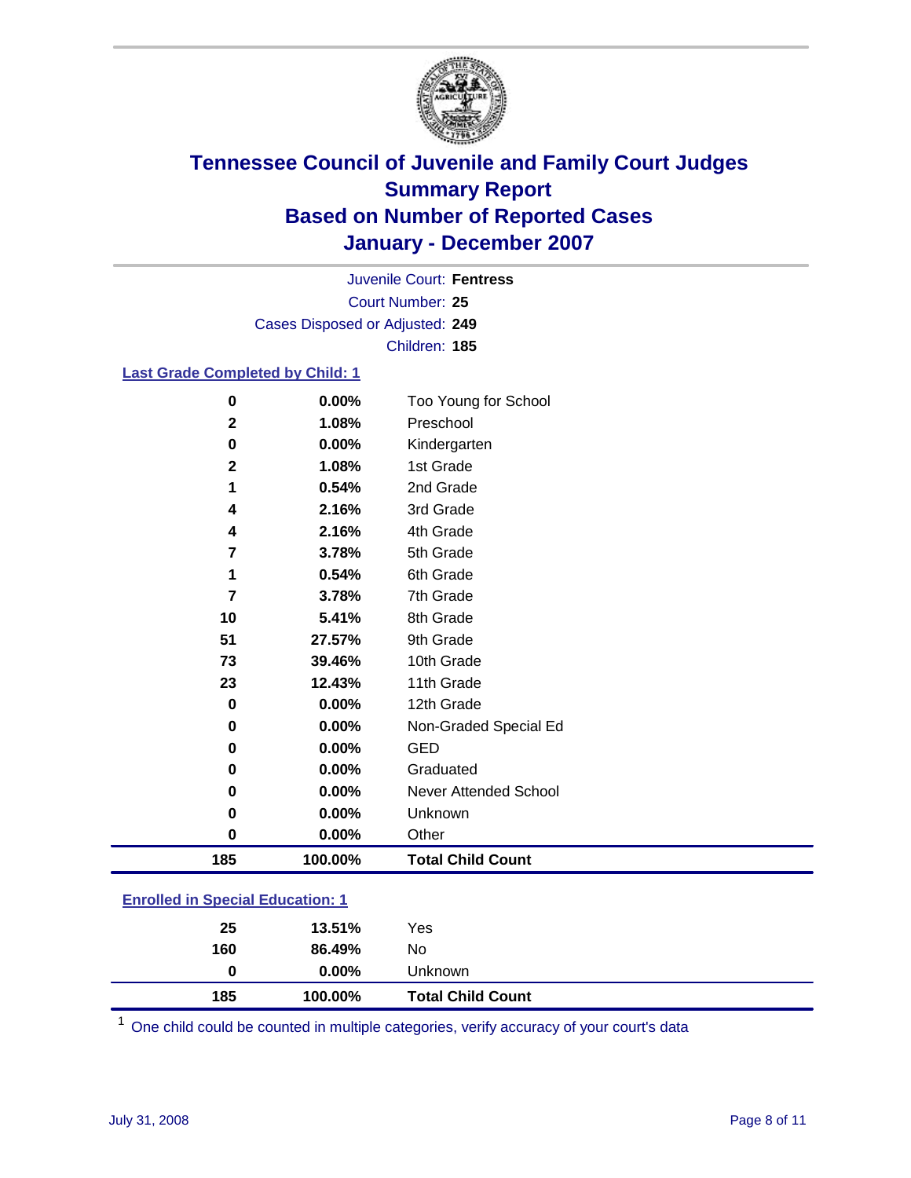# Tennessee Council of Juvenile and Family Court Judges
## Summary Report
## Based on Number of Reported Cases
## January - December 2007

Juvenile Court: **Fentress**
Court Number: **25**
Cases Disposed or Adjusted: **249**
Children: **185**

### Last Grade Completed by Child: 1

| | | |
|---|---|---|
| 0 | 0.00% | Too Young for School |
| 2 | 1.08% | Preschool |
| 0 | 0.00% | Kindergarten |
| 2 | 1.08% | 1st Grade |
| 1 | 0.54% | 2nd Grade |
| 4 | 2.16% | 3rd Grade |
| 4 | 2.16% | 4th Grade |
| 7 | 3.78% | 5th Grade |
| 1 | 0.54% | 6th Grade |
| 7 | 3.78% | 7th Grade |
| 10 | 5.41% | 8th Grade |
| 51 | 27.57% | 9th Grade |
| 73 | 39.46% | 10th Grade |
| 23 | 12.43% | 11th Grade |
| 0 | 0.00% | 12th Grade |
| 0 | 0.00% | Non-Graded Special Ed |
| 0 | 0.00% | GED |
| 0 | 0.00% | Graduated |
| 0 | 0.00% | Never Attended School |
| 0 | 0.00% | Unknown |
| 0 | 0.00% | Other |
| **185** | **100.00%** | **Total Child Count** |

### Enrolled in Special Education: 1

| | | |
|---|---|---|
| 25 | 13.51% | Yes |
| 160 | 86.49% | No |
| 0 | 0.00% | Unknown |
| **185** | **100.00%** | **Total Child Count** |

[1] One child could be counted in multiple categories, verify accuracy of your court's data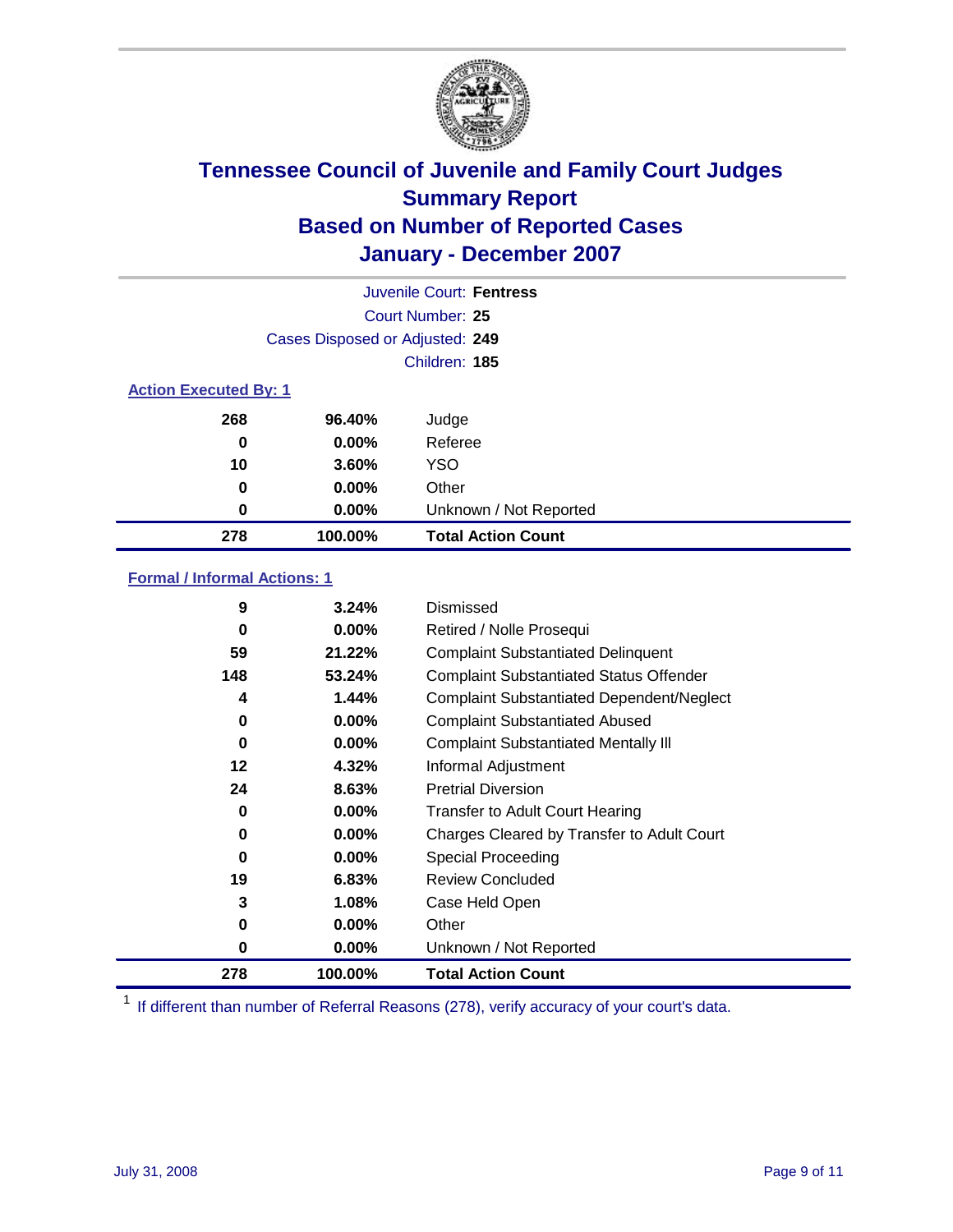# Tennessee Council of Juvenile and Family Court Judges
## Summary Report
## Based on Number of Reported Cases
## January - December 2007

Juvenile Court: **Fentress**
Court Number: **25**
Cases Disposed or Adjusted: **249**
Children: **185**

### Action Executed By: 1

| | | |
|---|---|---|
| 268 | 96.40% | Judge |
| 0 | 0.00% | Referee |
| 10 | 3.60% | YSO |
| 0 | 0.00% | Other |
| 0 | 0.00% | Unknown / Not Reported |
| **278** | **100.00%** | **Total Action Count** |

### Formal / Informal Actions: 1

| | | |
|---|---|---|
| 9 | 3.24% | Dismissed |
| 0 | 0.00% | Retired / Nolle Prosequi |
| 59 | 21.22% | Complaint Substantiated Delinquent |
| 148 | 53.24% | Complaint Substantiated Status Offender |
| 4 | 1.44% | Complaint Substantiated Dependent/Neglect |
| 0 | 0.00% | Complaint Substantiated Abused |
| 0 | 0.00% | Complaint Substantiated Mentally Ill |
| 12 | 4.32% | Informal Adjustment |
| 24 | 8.63% | Pretrial Diversion |
| 0 | 0.00% | Transfer to Adult Court Hearing |
| 0 | 0.00% | Charges Cleared by Transfer to Adult Court |
| 0 | 0.00% | Special Proceeding |
| 19 | 6.83% | Review Concluded |
| 3 | 1.08% | Case Held Open |
| 0 | 0.00% | Other |
| 0 | 0.00% | Unknown / Not Reported |
| **278** | **100.00%** | **Total Action Count** |

[1] If different than number of Referral Reasons (278), verify accuracy of your court's data.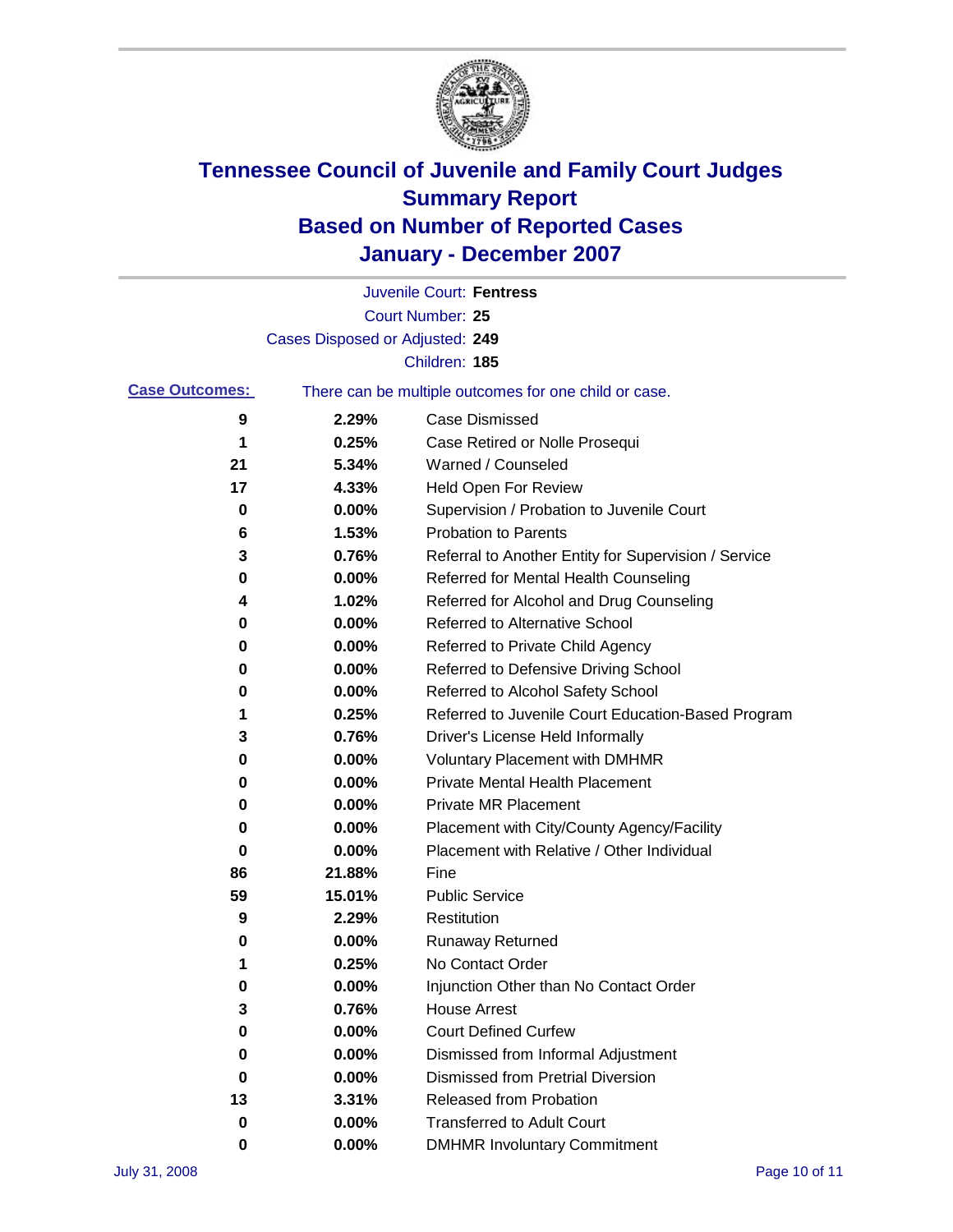# Tennessee Council of Juvenile and Family Court Judges
## Summary Report
## Based on Number of Reported Cases
## January - December 2007

Juvenile Court: **Fentress**

Court Number: **25**

Cases Disposed or Adjusted: **249**

Children: **185**

**Case Outcomes:** There can be multiple outcomes for one child or case.

| Count | Percent | Outcome |
|---|---|---|
| 9 | 2.29% | Case Dismissed |
| 1 | 0.25% | Case Retired or Nolle Prosequi |
| 21 | 5.34% | Warned / Counseled |
| 17 | 4.33% | Held Open For Review |
| 0 | 0.00% | Supervision / Probation to Juvenile Court |
| 6 | 1.53% | Probation to Parents |
| 3 | 0.76% | Referral to Another Entity for Supervision / Service |
| 0 | 0.00% | Referred for Mental Health Counseling |
| 4 | 1.02% | Referred for Alcohol and Drug Counseling |
| 0 | 0.00% | Referred to Alternative School |
| 0 | 0.00% | Referred to Private Child Agency |
| 0 | 0.00% | Referred to Defensive Driving School |
| 0 | 0.00% | Referred to Alcohol Safety School |
| 1 | 0.25% | Referred to Juvenile Court Education-Based Program |
| 3 | 0.76% | Driver's License Held Informally |
| 0 | 0.00% | Voluntary Placement with DMHMR |
| 0 | 0.00% | Private Mental Health Placement |
| 0 | 0.00% | Private MR Placement |
| 0 | 0.00% | Placement with City/County Agency/Facility |
| 0 | 0.00% | Placement with Relative / Other Individual |
| 86 | 21.88% | Fine |
| 59 | 15.01% | Public Service |
| 9 | 2.29% | Restitution |
| 0 | 0.00% | Runaway Returned |
| 1 | 0.25% | No Contact Order |
| 0 | 0.00% | Injunction Other than No Contact Order |
| 3 | 0.76% | House Arrest |
| 0 | 0.00% | Court Defined Curfew |
| 0 | 0.00% | Dismissed from Informal Adjustment |
| 0 | 0.00% | Dismissed from Pretrial Diversion |
| 13 | 3.31% | Released from Probation |
| 0 | 0.00% | Transferred to Adult Court |
| 0 | 0.00% | DMHMR Involuntary Commitment |

July 31, 2008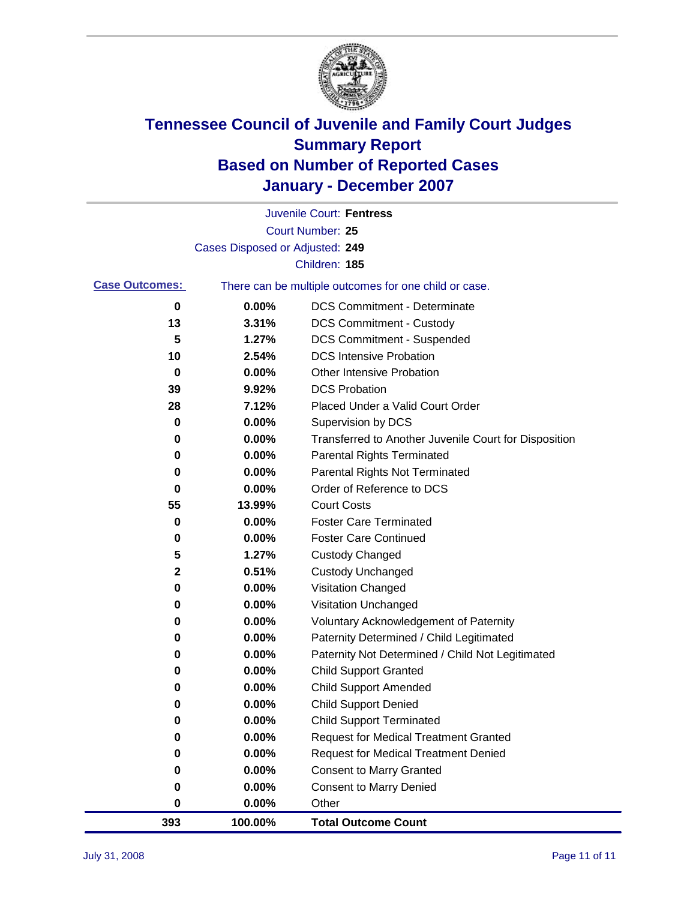# Tennessee Council of Juvenile and Family Court Judges
# Summary Report
# Based on Number of Reported Cases
# January - December 2007

Juvenile Court: **Fentress**

Court Number: **25**

Cases Disposed or Adjusted: **249**

Children: **185**

**Case Outcomes:** There can be multiple outcomes for one child or case.

| | | |
|---|---|---|
| 0 | 0.00% | DCS Commitment - Determinate |
| 13 | 3.31% | DCS Commitment - Custody |
| 5 | 1.27% | DCS Commitment - Suspended |
| 10 | 2.54% | DCS Intensive Probation |
| 0 | 0.00% | Other Intensive Probation |
| 39 | 9.92% | DCS Probation |
| 28 | 7.12% | Placed Under a Valid Court Order |
| 0 | 0.00% | Supervision by DCS |
| 0 | 0.00% | Transferred to Another Juvenile Court for Disposition |
| 0 | 0.00% | Parental Rights Terminated |
| 0 | 0.00% | Parental Rights Not Terminated |
| 0 | 0.00% | Order of Reference to DCS |
| 55 | 13.99% | Court Costs |
| 0 | 0.00% | Foster Care Terminated |
| 0 | 0.00% | Foster Care Continued |
| 5 | 1.27% | Custody Changed |
| 2 | 0.51% | Custody Unchanged |
| 0 | 0.00% | Visitation Changed |
| 0 | 0.00% | Visitation Unchanged |
| 0 | 0.00% | Voluntary Acknowledgement of Paternity |
| 0 | 0.00% | Paternity Determined / Child Legitimated |
| 0 | 0.00% | Paternity Not Determined / Child Not Legitimated |
| 0 | 0.00% | Child Support Granted |
| 0 | 0.00% | Child Support Amended |
| 0 | 0.00% | Child Support Denied |
| 0 | 0.00% | Child Support Terminated |
| 0 | 0.00% | Request for Medical Treatment Granted |
| 0 | 0.00% | Request for Medical Treatment Denied |
| 0 | 0.00% | Consent to Marry Granted |
| 0 | 0.00% | Consent to Marry Denied |
| 0 | 0.00% | Other |
| **393** | **100.00%** | **Total Outcome Count** |

July 31, 2008